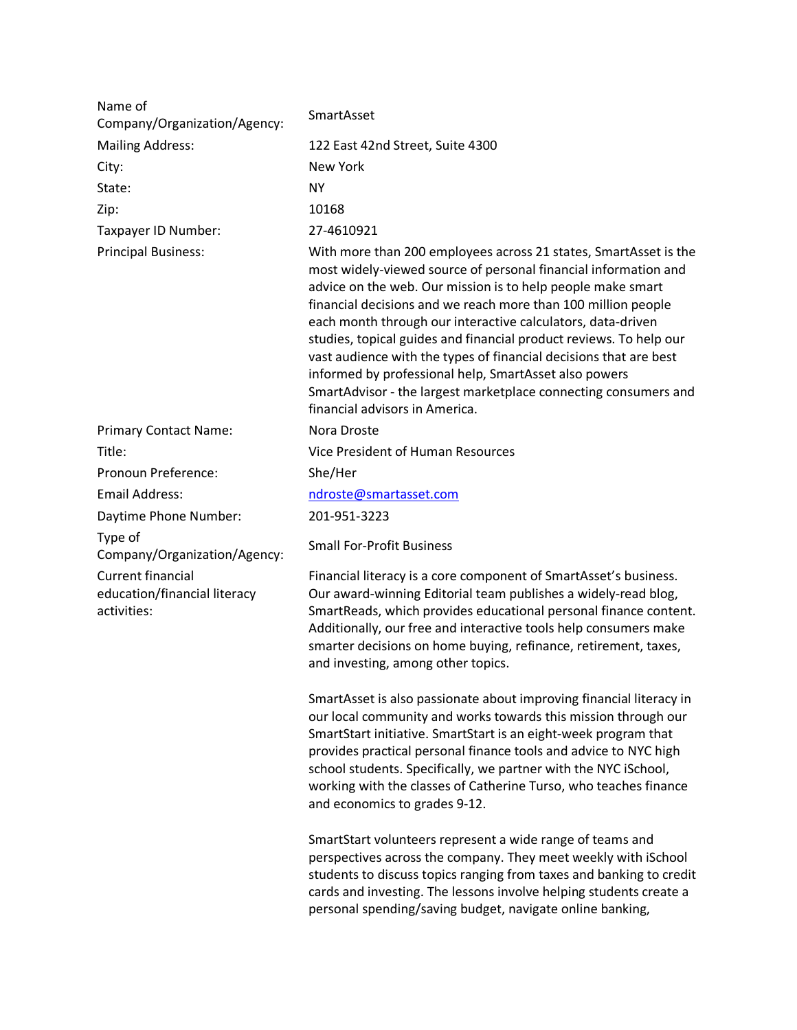| | |
|---|---|
| Name of Company/Organization/Agency: | SmartAsset |
| Mailing Address: | 122 East 42nd Street, Suite 4300 |
| City: | New York |
| State: | NY |
| Zip: | 10168 |
| Taxpayer ID Number: | 27-4610921 |
| Principal Business: | With more than 200 employees across 21 states, SmartAsset is the most widely-viewed source of personal financial information and advice on the web. Our mission is to help people make smart financial decisions and we reach more than 100 million people each month through our interactive calculators, data-driven studies, topical guides and financial product reviews. To help our vast audience with the types of financial decisions that are best informed by professional help, SmartAsset also powers SmartAdvisor - the largest marketplace connecting consumers and financial advisors in America. |
| Primary Contact Name: | Nora Droste |
| Title: | Vice President of Human Resources |
| Pronoun Preference: | She/Her |
| Email Address: | ndroste@smartasset.com |
| Daytime Phone Number: | 201-951-3223 |
| Type of Company/Organization/Agency: | Small For-Profit Business |
| Current financial education/financial literacy activities: | Financial literacy is a core component of SmartAsset's business. Our award-winning Editorial team publishes a widely-read blog, SmartReads, which provides educational personal finance content. Additionally, our free and interactive tools help consumers make smarter decisions on home buying, refinance, retirement, taxes, and investing, among other topics.<br><br>SmartAsset is also passionate about improving financial literacy in our local community and works towards this mission through our SmartStart initiative. SmartStart is an eight-week program that provides practical personal finance tools and advice to NYC high school students. Specifically, we partner with the NYC iSchool, working with the classes of Catherine Turso, who teaches finance and economics to grades 9-12.<br><br>SmartStart volunteers represent a wide range of teams and perspectives across the company. They meet weekly with iSchool students to discuss topics ranging from taxes and banking to credit cards and investing. The lessons involve helping students create a personal spending/saving budget, navigate online banking, |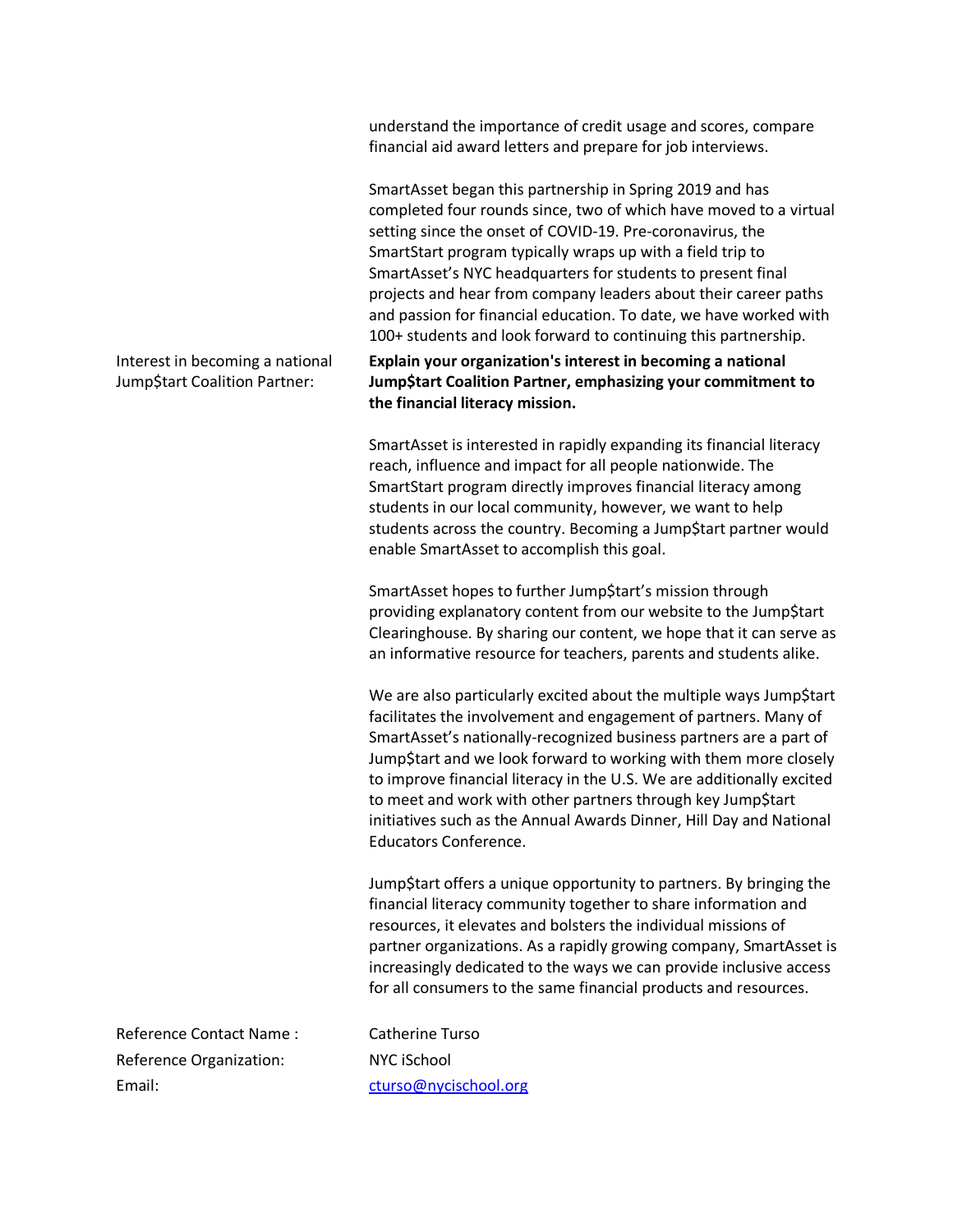understand the importance of credit usage and scores, compare financial aid award letters and prepare for job interviews.

SmartAsset began this partnership in Spring 2019 and has completed four rounds since, two of which have moved to a virtual setting since the onset of COVID-19. Pre-coronavirus, the SmartStart program typically wraps up with a field trip to SmartAsset's NYC headquarters for students to present final projects and hear from company leaders about their career paths and passion for financial education. To date, we have worked with 100+ students and look forward to continuing this partnership.

Interest in becoming a national Jump$tart Coalition Partner:

**Explain your organization's interest in becoming a national Jump$tart Coalition Partner, emphasizing your commitment to the financial literacy mission.**

SmartAsset is interested in rapidly expanding its financial literacy reach, influence and impact for all people nationwide. The SmartStart program directly improves financial literacy among students in our local community, however, we want to help students across the country. Becoming a Jump$tart partner would enable SmartAsset to accomplish this goal.

SmartAsset hopes to further Jump$tart's mission through providing explanatory content from our website to the Jump$tart Clearinghouse. By sharing our content, we hope that it can serve as an informative resource for teachers, parents and students alike.

We are also particularly excited about the multiple ways Jump$tart facilitates the involvement and engagement of partners. Many of SmartAsset's nationally-recognized business partners are a part of Jump$tart and we look forward to working with them more closely to improve financial literacy in the U.S. We are additionally excited to meet and work with other partners through key Jump$tart initiatives such as the Annual Awards Dinner, Hill Day and National Educators Conference.

Jump$tart offers a unique opportunity to partners. By bringing the financial literacy community together to share information and resources, it elevates and bolsters the individual missions of partner organizations. As a rapidly growing company, SmartAsset is increasingly dedicated to the ways we can provide inclusive access for all consumers to the same financial products and resources.

Reference Contact Name : Catherine Turso

Reference Organization: NYC iSchool

Email: cturso@nycischool.org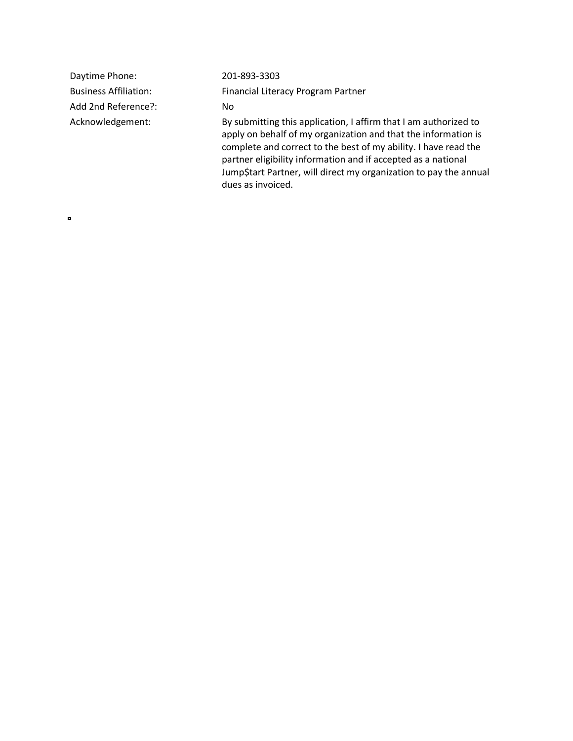| | |
|---|---|
| Daytime Phone: | 201-893-3303 |
| Business Affiliation: | Financial Literacy Program Partner |
| Add 2nd Reference?: | No |
| Acknowledgement: | By submitting this application, I affirm that I am authorized to apply on behalf of my organization and that the information is complete and correct to the best of my ability. I have read the partner eligibility information and if accepted as a national Jump$tart Partner, will direct my organization to pay the annual dues as invoiced. |